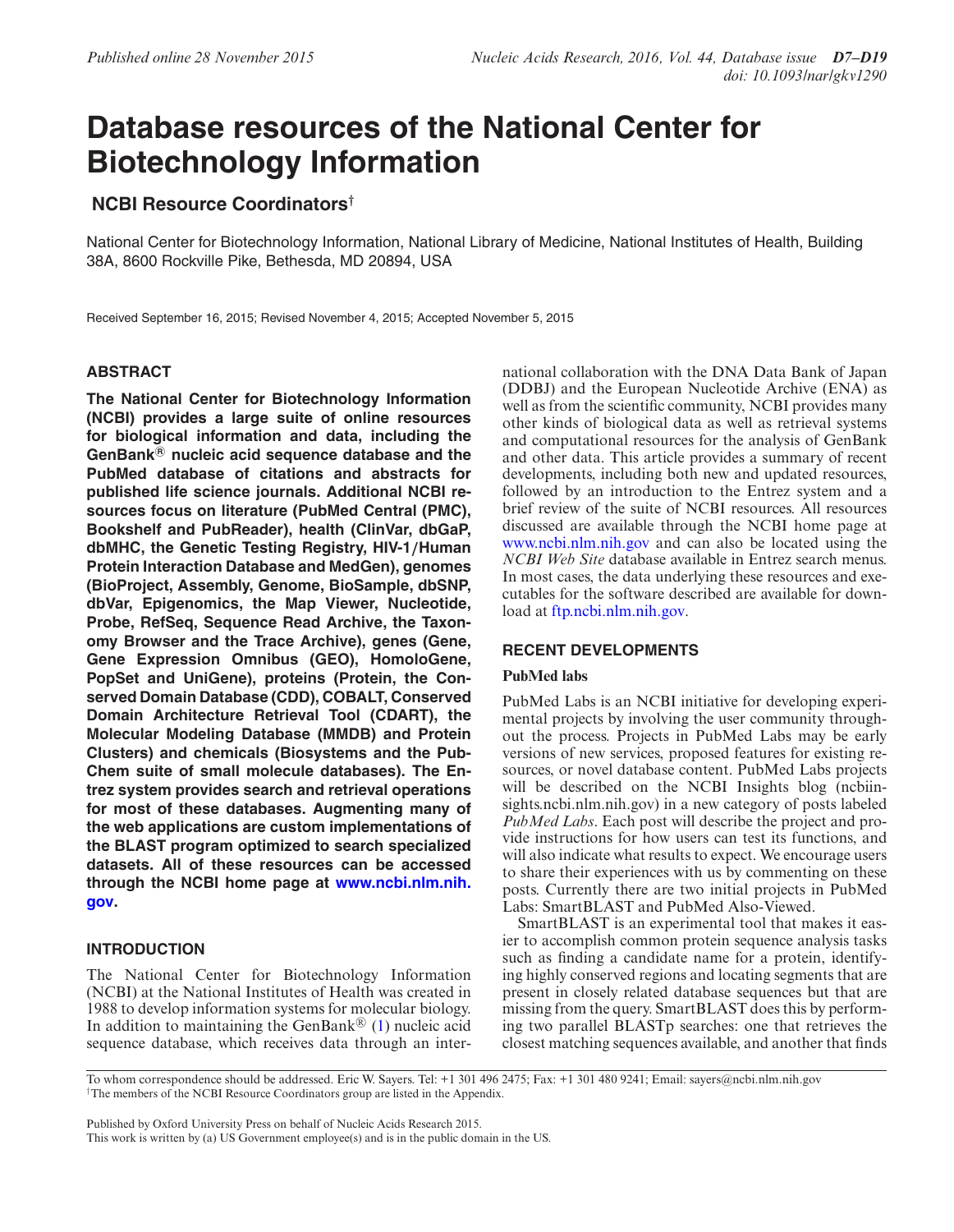# Database resources of the National Center for Biotechnology Information

**NCBI Resource Coordinators**[†]

National Center for Biotechnology Information, National Library of Medicine, National Institutes of Health, Building 38A, 8600 Rockville Pike, Bethesda, MD 20894, USA

Received September 16, 2015; Revised November 4, 2015; Accepted November 5, 2015

## ABSTRACT

**The National Center for Biotechnology Information (NCBI) provides a large suite of online resources for biological information and data, including the GenBank® nucleic acid sequence database and the PubMed database of citations and abstracts for published life science journals. Additional NCBI resources focus on literature (PubMed Central (PMC), Bookshelf and PubReader), health (ClinVar, dbGaP, dbMHC, the Genetic Testing Registry, HIV-1/Human Protein Interaction Database and MedGen), genomes (BioProject, Assembly, Genome, BioSample, dbSNP, dbVar, Epigenomics, the Map Viewer, Nucleotide, Probe, RefSeq, Sequence Read Archive, the Taxonomy Browser and the Trace Archive), genes (Gene, Gene Expression Omnibus (GEO), HomoloGene, PopSet and UniGene), proteins (Protein, the Conserved Domain Database (CDD), COBALT, Conserved Domain Architecture Retrieval Tool (CDART), the Molecular Modeling Database (MMDB) and Protein Clusters) and chemicals (Biosystems and the PubChem suite of small molecule databases). The Entrez system provides search and retrieval operations for most of these databases. Augmenting many of the web applications are custom implementations of the BLAST program optimized to search specialized datasets. All of these resources can be accessed through the NCBI home page at www.ncbi.nlm.nih.gov.**

## INTRODUCTION

The National Center for Biotechnology Information (NCBI) at the National Institutes of Health was created in 1988 to develop information systems for molecular biology. In addition to maintaining the GenBank® (1) nucleic acid sequence database, which receives data through an international collaboration with the DNA Data Bank of Japan (DDBJ) and the European Nucleotide Archive (ENA) as well as from the scientific community, NCBI provides many other kinds of biological data as well as retrieval systems and computational resources for the analysis of GenBank and other data. This article provides a summary of recent developments, including both new and updated resources, followed by an introduction to the Entrez system and a brief review of the suite of NCBI resources. All resources discussed are available through the NCBI home page at www.ncbi.nlm.nih.gov and can also be located using the *NCBI Web Site* database available in Entrez search menus. In most cases, the data underlying these resources and executables for the software described are available for download at ftp.ncbi.nlm.nih.gov.

## RECENT DEVELOPMENTS

### PubMed labs

PubMed Labs is an NCBI initiative for developing experimental projects by involving the user community throughout the process. Projects in PubMed Labs may be early versions of new services, proposed features for existing resources, or novel database content. PubMed Labs projects will be described on the NCBI Insights blog (ncbiinsights.ncbi.nlm.nih.gov) in a new category of posts labeled *PubMed Labs*. Each post will describe the project and provide instructions for how users can test its functions, and will also indicate what results to expect. We encourage users to share their experiences with us by commenting on these posts. Currently there are two initial projects in PubMed Labs: SmartBLAST and PubMed Also-Viewed.

SmartBLAST is an experimental tool that makes it easier to accomplish common protein sequence analysis tasks such as finding a candidate name for a protein, identifying highly conserved regions and locating segments that are present in closely related database sequences but that are missing from the query. SmartBLAST does this by performing two parallel BLASTp searches: one that retrieves the closest matching sequences available, and another that finds

To whom correspondence should be addressed. Eric W. Sayers. Tel: +1 301 496 2475; Fax: +1 301 480 9241; Email: sayers@ncbi.nlm.nih.gov
[†]The members of the NCBI Resource Coordinators group are listed in the Appendix.

Published by Oxford University Press on behalf of Nucleic Acids Research 2015.
This work is written by (a) US Government employee(s) and is in the public domain in the US.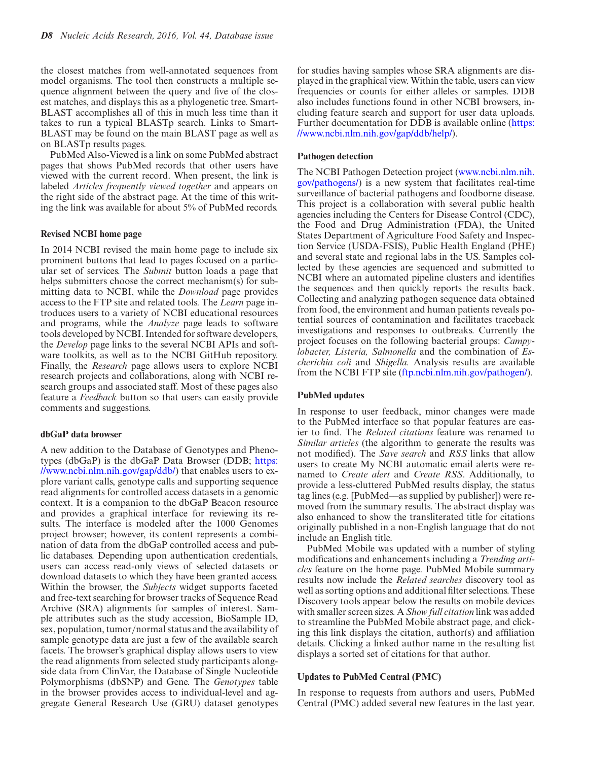the closest matches from well-annotated sequences from model organisms. The tool then constructs a multiple sequence alignment between the query and five of the closest matches, and displays this as a phylogenetic tree. SmartBLAST accomplishes all of this in much less time than it takes to run a typical BLASTp search. Links to SmartBLAST may be found on the main BLAST page as well as on BLASTp results pages.

PubMed Also-Viewed is a link on some PubMed abstract pages that shows PubMed records that other users have viewed with the current record. When present, the link is labeled *Articles frequently viewed together* and appears on the right side of the abstract page. At the time of this writing the link was available for about 5% of PubMed records.

#### Revised NCBI home page

In 2014 NCBI revised the main home page to include six prominent buttons that lead to pages focused on a particular set of services. The *Submit* button loads a page that helps submitters choose the correct mechanism(s) for submitting data to NCBI, while the *Download* page provides access to the FTP site and related tools. The *Learn* page introduces users to a variety of NCBI educational resources and programs, while the *Analyze* page leads to software tools developed by NCBI. Intended for software developers, the *Develop* page links to the several NCBI APIs and software toolkits, as well as to the NCBI GitHub repository. Finally, the *Research* page allows users to explore NCBI research projects and collaborations, along with NCBI research groups and associated staff. Most of these pages also feature a *Feedback* button so that users can easily provide comments and suggestions.

#### dbGaP data browser

A new addition to the Database of Genotypes and Phenotypes (dbGaP) is the dbGaP Data Browser (DDB; https://www.ncbi.nlm.nih.gov/gap/ddb/) that enables users to explore variant calls, genotype calls and supporting sequence read alignments for controlled access datasets in a genomic context. It is a companion to the dbGaP Beacon resource and provides a graphical interface for reviewing its results. The interface is modeled after the 1000 Genomes project browser; however, its content represents a combination of data from the dbGaP controlled access and public databases. Depending upon authentication credentials, users can access read-only views of selected datasets or download datasets to which they have been granted access. Within the browser, the *Subjects* widget supports faceted and free-text searching for browser tracks of Sequence Read Archive (SRA) alignments for samples of interest. Sample attributes such as the study accession, BioSample ID, sex, population, tumor/normal status and the availability of sample genotype data are just a few of the available search facets. The browser's graphical display allows users to view the read alignments from selected study participants alongside data from ClinVar, the Database of Single Nucleotide Polymorphisms (dbSNP) and Gene. The *Genotypes* table in the browser provides access to individual-level and aggregate General Research Use (GRU) dataset genotypes for studies having samples whose SRA alignments are displayed in the graphical view. Within the table, users can view frequencies or counts for either alleles or samples. DDB also includes functions found in other NCBI browsers, including feature search and support for user data uploads. Further documentation for DDB is available online (https://www.ncbi.nlm.nih.gov/gap/ddb/help/).

#### Pathogen detection

The NCBI Pathogen Detection project (www.ncbi.nlm.nih.gov/pathogens/) is a new system that facilitates real-time surveillance of bacterial pathogens and foodborne disease. This project is a collaboration with several public health agencies including the Centers for Disease Control (CDC), the Food and Drug Administration (FDA), the United States Department of Agriculture Food Safety and Inspection Service (USDA-FSIS), Public Health England (PHE) and several state and regional labs in the US. Samples collected by these agencies are sequenced and submitted to NCBI where an automated pipeline clusters and identifies the sequences and then quickly reports the results back. Collecting and analyzing pathogen sequence data obtained from food, the environment and human patients reveals potential sources of contamination and facilitates traceback investigations and responses to outbreaks. Currently the project focuses on the following bacterial groups: *Campylobacter, Listeria, Salmonella* and the combination of *Escherichia coli* and *Shigella.* Analysis results are available from the NCBI FTP site (ftp.ncbi.nlm.nih.gov/pathogen/).

#### PubMed updates

In response to user feedback, minor changes were made to the PubMed interface so that popular features are easier to find. The *Related citations* feature was renamed to *Similar articles* (the algorithm to generate the results was not modified). The *Save search* and *RSS* links that allow users to create My NCBI automatic email alerts were renamed to *Create alert* and *Create RSS*. Additionally, to provide a less-cluttered PubMed results display, the status tag lines (e.g. [PubMed—as supplied by publisher]) were removed from the summary results. The abstract display was also enhanced to show the transliterated title for citations originally published in a non-English language that do not include an English title.

PubMed Mobile was updated with a number of styling modifications and enhancements including a *Trending articles* feature on the home page. PubMed Mobile summary results now include the *Related searches* discovery tool as well as sorting options and additional filter selections. These Discovery tools appear below the results on mobile devices with smaller screen sizes. A *Show full citation* link was added to streamline the PubMed Mobile abstract page, and clicking this link displays the citation, author(s) and affiliation details. Clicking a linked author name in the resulting list displays a sorted set of citations for that author.

#### Updates to PubMed Central (PMC)

In response to requests from authors and users, PubMed Central (PMC) added several new features in the last year.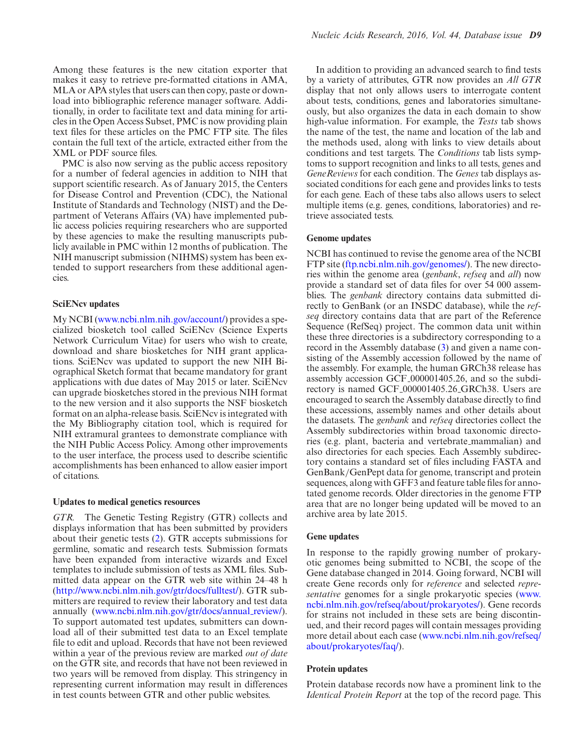Among these features is the new citation exporter that makes it easy to retrieve pre-formatted citations in AMA, MLA or APA styles that users can then copy, paste or download into bibliographic reference manager software. Additionally, in order to facilitate text and data mining for articles in the Open Access Subset, PMC is now providing plain text files for these articles on the PMC FTP site. The files contain the full text of the article, extracted either from the XML or PDF source files.

PMC is also now serving as the public access repository for a number of federal agencies in addition to NIH that support scientific research. As of January 2015, the Centers for Disease Control and Prevention (CDC), the National Institute of Standards and Technology (NIST) and the Department of Veterans Affairs (VA) have implemented public access policies requiring researchers who are supported by these agencies to make the resulting manuscripts publicly available in PMC within 12 months of publication. The NIH manuscript submission (NIHMS) system has been extended to support researchers from these additional agencies.

### SciENcv updates

My NCBI (www.ncbi.nlm.nih.gov/account/) provides a specialized biosketch tool called SciENcv (Science Experts Network Curriculum Vitae) for users who wish to create, download and share biosketches for NIH grant applications. SciENcv was updated to support the new NIH Biographical Sketch format that became mandatory for grant applications with due dates of May 2015 or later. SciENcv can upgrade biosketches stored in the previous NIH format to the new version and it also supports the NSF biosketch format on an alpha-release basis. SciENcv is integrated with the My Bibliography citation tool, which is required for NIH extramural grantees to demonstrate compliance with the NIH Public Access Policy. Among other improvements to the user interface, the process used to describe scientific accomplishments has been enhanced to allow easier import of citations.

### Updates to medical genetics resources

*GTR.* The Genetic Testing Registry (GTR) collects and displays information that has been submitted by providers about their genetic tests (2). GTR accepts submissions for germline, somatic and research tests. Submission formats have been expanded from interactive wizards and Excel templates to include submission of tests as XML files. Submitted data appear on the GTR web site within 24–48 h (http://www.ncbi.nlm.nih.gov/gtr/docs/fulltest/). GTR submitters are required to review their laboratory and test data annually (www.ncbi.nlm.nih.gov/gtr/docs/annual_review/). To support automated test updates, submitters can download all of their submitted test data to an Excel template file to edit and upload. Records that have not been reviewed within a year of the previous review are marked *out of date* on the GTR site, and records that have not been reviewed in two years will be removed from display. This stringency in representing current information may result in differences in test counts between GTR and other public websites.

In addition to providing an advanced search to find tests by a variety of attributes, GTR now provides an *All GTR* display that not only allows users to interrogate content about tests, conditions, genes and laboratories simultaneously, but also organizes the data in each domain to show high-value information. For example, the *Tests* tab shows the name of the test, the name and location of the lab and the methods used, along with links to view details about conditions and test targets. The *Conditions* tab lists symptoms to support recognition and links to all tests, genes and *GeneReviews* for each condition. The *Genes* tab displays associated conditions for each gene and provides links to tests for each gene. Each of these tabs also allows users to select multiple items (e.g. genes, conditions, laboratories) and retrieve associated tests.

### Genome updates

NCBI has continued to revise the genome area of the NCBI FTP site (ftp.ncbi.nlm.nih.gov/genomes/). The new directories within the genome area (*genbank*, *refseq* and *all*) now provide a standard set of data files for over 54 000 assemblies. The *genbank* directory contains data submitted directly to GenBank (or an INSDC database), while the *refseq* directory contains data that are part of the Reference Sequence (RefSeq) project. The common data unit within these three directories is a subdirectory corresponding to a record in the Assembly database (3) and given a name consisting of the Assembly accession followed by the name of the assembly. For example, the human GRCh38 release has assembly accession GCF_000001405.26, and so the subdirectory is named GCF_000001405.26_GRCh38. Users are encouraged to search the Assembly database directly to find these accessions, assembly names and other details about the datasets. The *genbank* and *refseq* directories collect the Assembly subdirectories within broad taxonomic directories (e.g. plant, bacteria and vertebrate_mammalian) and also directories for each species. Each Assembly subdirectory contains a standard set of files including FASTA and GenBank/GenPept data for genome, transcript and protein sequences, along with GFF3 and feature table files for annotated genome records. Older directories in the genome FTP area that are no longer being updated will be moved to an archive area by late 2015.

### Gene updates

In response to the rapidly growing number of prokaryotic genomes being submitted to NCBI, the scope of the Gene database changed in 2014. Going forward, NCBI will create Gene records only for *reference* and selected *representative* genomes for a single prokaryotic species (www.ncbi.nlm.nih.gov/refseq/about/prokaryotes/). Gene records for strains not included in these sets are being discontinued, and their record pages will contain messages providing more detail about each case (www.ncbi.nlm.nih.gov/refseq/about/prokaryotes/faq/).

### Protein updates

Protein database records now have a prominent link to the *Identical Protein Report* at the top of the record page. This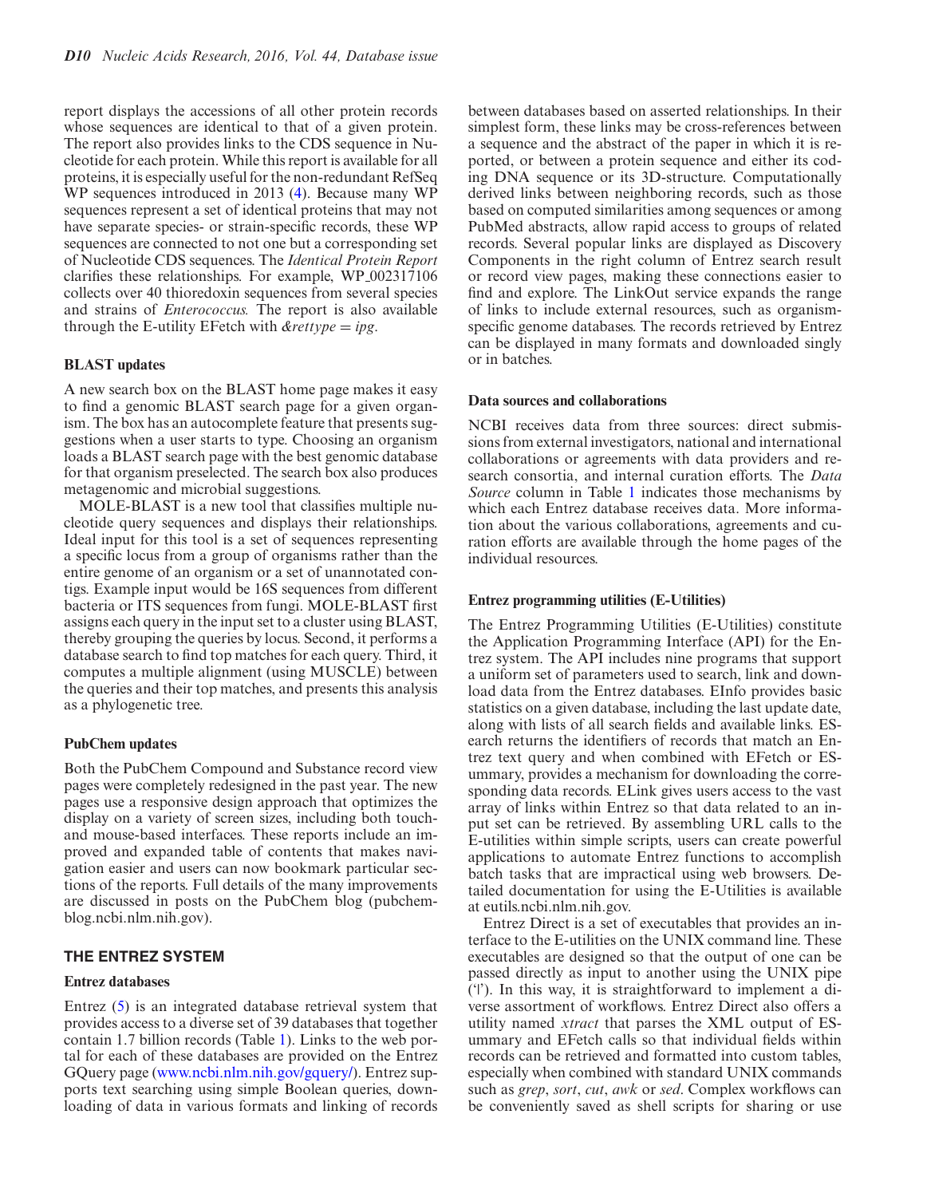report displays the accessions of all other protein records whose sequences are identical to that of a given protein. The report also provides links to the CDS sequence in Nucleotide for each protein. While this report is available for all proteins, it is especially useful for the non-redundant RefSeq WP sequences introduced in 2013 (4). Because many WP sequences represent a set of identical proteins that may not have separate species- or strain-specific records, these WP sequences are connected to not one but a corresponding set of Nucleotide CDS sequences. The *Identical Protein Report* clarifies these relationships. For example, WP_002317106 collects over 40 thioredoxin sequences from several species and strains of *Enterococcus.* The report is also available through the E-utility EFetch with *&rettype = ipg*.

### BLAST updates

A new search box on the BLAST home page makes it easy to find a genomic BLAST search page for a given organism. The box has an autocomplete feature that presents suggestions when a user starts to type. Choosing an organism loads a BLAST search page with the best genomic database for that organism preselected. The search box also produces metagenomic and microbial suggestions.

MOLE-BLAST is a new tool that classifies multiple nucleotide query sequences and displays their relationships. Ideal input for this tool is a set of sequences representing a specific locus from a group of organisms rather than the entire genome of an organism or a set of unannotated contigs. Example input would be 16S sequences from different bacteria or ITS sequences from fungi. MOLE-BLAST first assigns each query in the input set to a cluster using BLAST, thereby grouping the queries by locus. Second, it performs a database search to find top matches for each query. Third, it computes a multiple alignment (using MUSCLE) between the queries and their top matches, and presents this analysis as a phylogenetic tree.

### PubChem updates

Both the PubChem Compound and Substance record view pages were completely redesigned in the past year. The new pages use a responsive design approach that optimizes the display on a variety of screen sizes, including both touch- and mouse-based interfaces. These reports include an improved and expanded table of contents that makes navigation easier and users can now bookmark particular sections of the reports. Full details of the many improvements are discussed in posts on the PubChem blog (pubchemblog.ncbi.nlm.nih.gov).

## THE ENTREZ SYSTEM

### Entrez databases

Entrez (5) is an integrated database retrieval system that provides access to a diverse set of 39 databases that together contain 1.7 billion records (Table 1). Links to the web portal for each of these databases are provided on the Entrez GQuery page (www.ncbi.nlm.nih.gov/gquery/). Entrez supports text searching using simple Boolean queries, downloading of data in various formats and linking of records between databases based on asserted relationships. In their simplest form, these links may be cross-references between a sequence and the abstract of the paper in which it is reported, or between a protein sequence and either its coding DNA sequence or its 3D-structure. Computationally derived links between neighboring records, such as those based on computed similarities among sequences or among PubMed abstracts, allow rapid access to groups of related records. Several popular links are displayed as Discovery Components in the right column of Entrez search result or record view pages, making these connections easier to find and explore. The LinkOut service expands the range of links to include external resources, such as organism-specific genome databases. The records retrieved by Entrez can be displayed in many formats and downloaded singly or in batches.

### Data sources and collaborations

NCBI receives data from three sources: direct submissions from external investigators, national and international collaborations or agreements with data providers and research consortia, and internal curation efforts. The *Data Source* column in Table 1 indicates those mechanisms by which each Entrez database receives data. More information about the various collaborations, agreements and curation efforts are available through the home pages of the individual resources.

### Entrez programming utilities (E-Utilities)

The Entrez Programming Utilities (E-Utilities) constitute the Application Programming Interface (API) for the Entrez system. The API includes nine programs that support a uniform set of parameters used to search, link and download data from the Entrez databases. EInfo provides basic statistics on a given database, including the last update date, along with lists of all search fields and available links. ESearch returns the identifiers of records that match an Entrez text query and when combined with EFetch or ESummary, provides a mechanism for downloading the corresponding data records. ELink gives users access to the vast array of links within Entrez so that data related to an input set can be retrieved. By assembling URL calls to the E-utilities within simple scripts, users can create powerful applications to automate Entrez functions to accomplish batch tasks that are impractical using web browsers. Detailed documentation for using the E-Utilities is available at eutils.ncbi.nlm.nih.gov.

Entrez Direct is a set of executables that provides an interface to the E-utilities on the UNIX command line. These executables are designed so that the output of one can be passed directly as input to another using the UNIX pipe ('|'). In this way, it is straightforward to implement a diverse assortment of workflows. Entrez Direct also offers a utility named *xtract* that parses the XML output of ESummary and EFetch calls so that individual fields within records can be retrieved and formatted into custom tables, especially when combined with standard UNIX commands such as *grep*, *sort*, *cut*, *awk* or *sed*. Complex workflows can be conveniently saved as shell scripts for sharing or use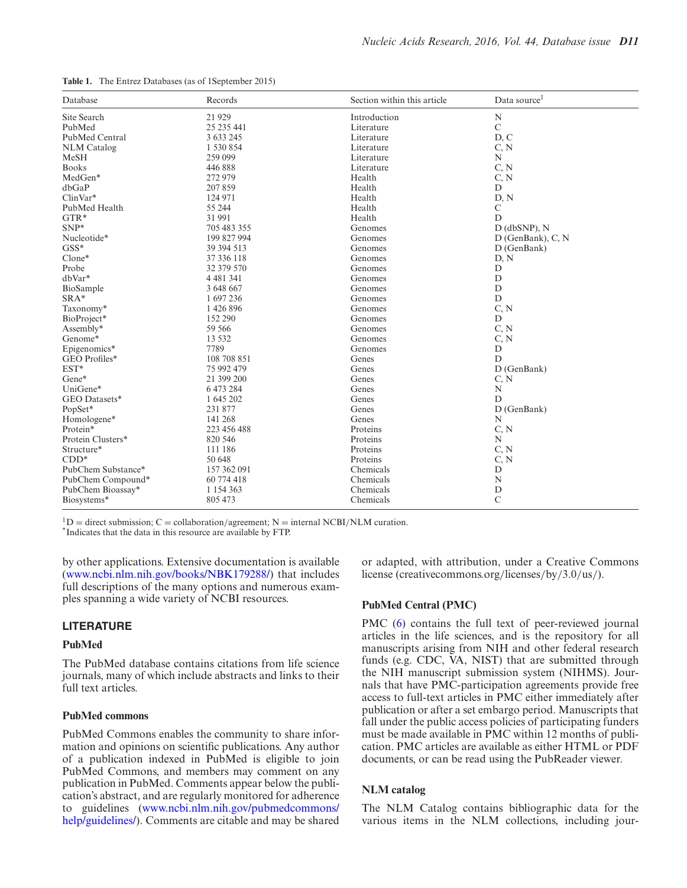**Table 1.** The Entrez Databases (as of 1September 2015)

| Database | Records | Section within this article | Data source[1] |
|---|---|---|---|
| Site Search | 21 929 | Introduction | N |
| PubMed | 25 235 441 | Literature | C |
| PubMed Central | 3 633 245 | Literature | D, C |
| NLM Catalog | 1 530 854 | Literature | C, N |
| MeSH | 259 099 | Literature | N |
| Books | 446 888 | Literature | C, N |
| MedGen* | 272 979 | Health | C, N |
| dbGaP | 207 859 | Health | D |
| ClinVar* | 124 971 | Health | D, N |
| PubMed Health | 55 244 | Health | C |
| GTR* | 31 991 | Health | D |
| SNP* | 705 483 355 | Genomes | D (dbSNP), N |
| Nucleotide* | 199 827 994 | Genomes | D (GenBank), C, N |
| GSS* | 39 394 513 | Genomes | D (GenBank) |
| Clone* | 37 336 118 | Genomes | D, N |
| Probe | 32 379 570 | Genomes | D |
| dbVar* | 4 481 341 | Genomes | D |
| BioSample | 3 648 667 | Genomes | D |
| SRA* | 1 697 236 | Genomes | D |
| Taxonomy* | 1 426 896 | Genomes | C, N |
| BioProject* | 152 290 | Genomes | D |
| Assembly* | 59 566 | Genomes | C, N |
| Genome* | 13 532 | Genomes | C, N |
| Epigenomics* | 7789 | Genomes | D |
| GEO Profiles* | 108 708 851 | Genes | D |
| EST* | 75 992 479 | Genes | D (GenBank) |
| Gene* | 21 399 200 | Genes | C, N |
| UniGene* | 6 473 284 | Genes | N |
| GEO Datasets* | 1 645 202 | Genes | D |
| PopSet* | 231 877 | Genes | D (GenBank) |
| Homologene* | 141 268 | Genes | N |
| Protein* | 223 456 488 | Proteins | C, N |
| Protein Clusters* | 820 546 | Proteins | N |
| Structure* | 111 186 | Proteins | C, N |
| CDD* | 50 648 | Proteins | C, N |
| PubChem Substance* | 157 362 091 | Chemicals | D |
| PubChem Compound* | 60 774 418 | Chemicals | N |
| PubChem Bioassay* | 1 154 363 | Chemicals | D |
| Biosystems* | 805 473 | Chemicals | C |

[1]D = direct submission; C = collaboration/agreement; N = internal NCBI/NLM curation.
*Indicates that the data in this resource are available by FTP.

by other applications. Extensive documentation is available (www.ncbi.nlm.nih.gov/books/NBK179288/) that includes full descriptions of the many options and numerous examples spanning a wide variety of NCBI resources.

## LITERATURE

### PubMed

The PubMed database contains citations from life science journals, many of which include abstracts and links to their full text articles.

### PubMed commons

PubMed Commons enables the community to share information and opinions on scientific publications. Any author of a publication indexed in PubMed is eligible to join PubMed Commons, and members may comment on any publication in PubMed. Comments appear below the publication's abstract, and are regularly monitored for adherence to guidelines (www.ncbi.nlm.nih.gov/pubmedcommons/help/guidelines/). Comments are citable and may be shared or adapted, with attribution, under a Creative Commons license (creativecommons.org/licenses/by/3.0/us/).

### PubMed Central (PMC)

PMC (6) contains the full text of peer-reviewed journal articles in the life sciences, and is the repository for all manuscripts arising from NIH and other federal research funds (e.g. CDC, VA, NIST) that are submitted through the NIH manuscript submission system (NIHMS). Journals that have PMC-participation agreements provide free access to full-text articles in PMC either immediately after publication or after a set embargo period. Manuscripts that fall under the public access policies of participating funders must be made available in PMC within 12 months of publication. PMC articles are available as either HTML or PDF documents, or can be read using the PubReader viewer.

### NLM catalog

The NLM Catalog contains bibliographic data for the various items in the NLM collections, including jour-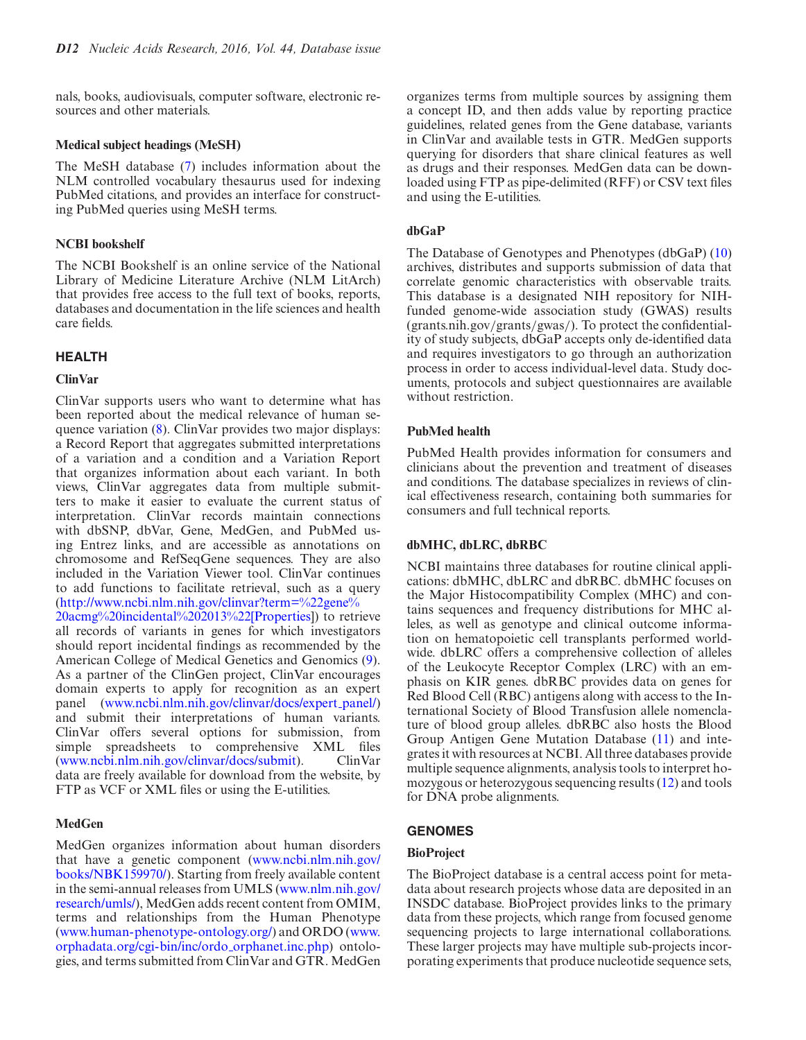nals, books, audiovisuals, computer software, electronic resources and other materials.

### Medical subject headings (MeSH)

The MeSH database (7) includes information about the NLM controlled vocabulary thesaurus used for indexing PubMed citations, and provides an interface for constructing PubMed queries using MeSH terms.

### NCBI bookshelf

The NCBI Bookshelf is an online service of the National Library of Medicine Literature Archive (NLM LitArch) that provides free access to the full text of books, reports, databases and documentation in the life sciences and health care fields.

## HEALTH

### ClinVar

ClinVar supports users who want to determine what has been reported about the medical relevance of human sequence variation (8). ClinVar provides two major displays: a Record Report that aggregates submitted interpretations of a variation and a condition and a Variation Report that organizes information about each variant. In both views, ClinVar aggregates data from multiple submitters to make it easier to evaluate the current status of interpretation. ClinVar records maintain connections with dbSNP, dbVar, Gene, MedGen, and PubMed using Entrez links, and are accessible as annotations on chromosome and RefSeqGene sequences. They are also included in the Variation Viewer tool. ClinVar continues to add functions to facilitate retrieval, such as a query (http://www.ncbi.nlm.nih.gov/clinvar?term=%22gene%20acmg%20incidental%202013%22[Properties]) to retrieve all records of variants in genes for which investigators should report incidental findings as recommended by the American College of Medical Genetics and Genomics (9). As a partner of the ClinGen project, ClinVar encourages domain experts to apply for recognition as an expert panel (www.ncbi.nlm.nih.gov/clinvar/docs/expert_panel/) and submit their interpretations of human variants. ClinVar offers several options for submission, from simple spreadsheets to comprehensive XML files (www.ncbi.nlm.nih.gov/clinvar/docs/submit). ClinVar data are freely available for download from the website, by FTP as VCF or XML files or using the E-utilities.

### MedGen

MedGen organizes information about human disorders that have a genetic component (www.ncbi.nlm.nih.gov/books/NBK159970/). Starting from freely available content in the semi-annual releases from UMLS (www.nlm.nih.gov/research/umls/), MedGen adds recent content from OMIM, terms and relationships from the Human Phenotype (www.human-phenotype-ontology.org/) and ORDO (www.orphadata.org/cgi-bin/inc/ordo_orphanet.inc.php) ontologies, and terms submitted from ClinVar and GTR. MedGen organizes terms from multiple sources by assigning them a concept ID, and then adds value by reporting practice guidelines, related genes from the Gene database, variants in ClinVar and available tests in GTR. MedGen supports querying for disorders that share clinical features as well as drugs and their responses. MedGen data can be downloaded using FTP as pipe-delimited (RFF) or CSV text files and using the E-utilities.

### dbGaP

The Database of Genotypes and Phenotypes (dbGaP) (10) archives, distributes and supports submission of data that correlate genomic characteristics with observable traits. This database is a designated NIH repository for NIH-funded genome-wide association study (GWAS) results (grants.nih.gov/grants/gwas/). To protect the confidentiality of study subjects, dbGaP accepts only de-identified data and requires investigators to go through an authorization process in order to access individual-level data. Study documents, protocols and subject questionnaires are available without restriction.

### PubMed health

PubMed Health provides information for consumers and clinicians about the prevention and treatment of diseases and conditions. The database specializes in reviews of clinical effectiveness research, containing both summaries for consumers and full technical reports.

### dbMHC, dbLRC, dbRBC

NCBI maintains three databases for routine clinical applications: dbMHC, dbLRC and dbRBC. dbMHC focuses on the Major Histocompatibility Complex (MHC) and contains sequences and frequency distributions for MHC alleles, as well as genotype and clinical outcome information on hematopoietic cell transplants performed worldwide. dbLRC offers a comprehensive collection of alleles of the Leukocyte Receptor Complex (LRC) with an emphasis on KIR genes. dbRBC provides data on genes for Red Blood Cell (RBC) antigens along with access to the International Society of Blood Transfusion allele nomenclature of blood group alleles. dbRBC also hosts the Blood Group Antigen Gene Mutation Database (11) and integrates it with resources at NCBI. All three databases provide multiple sequence alignments, analysis tools to interpret homozygous or heterozygous sequencing results (12) and tools for DNA probe alignments.

## GENOMES

### BioProject

The BioProject database is a central access point for metadata about research projects whose data are deposited in an INSDC database. BioProject provides links to the primary data from these projects, which range from focused genome sequencing projects to large international collaborations. These larger projects may have multiple sub-projects incorporating experiments that produce nucleotide sequence sets,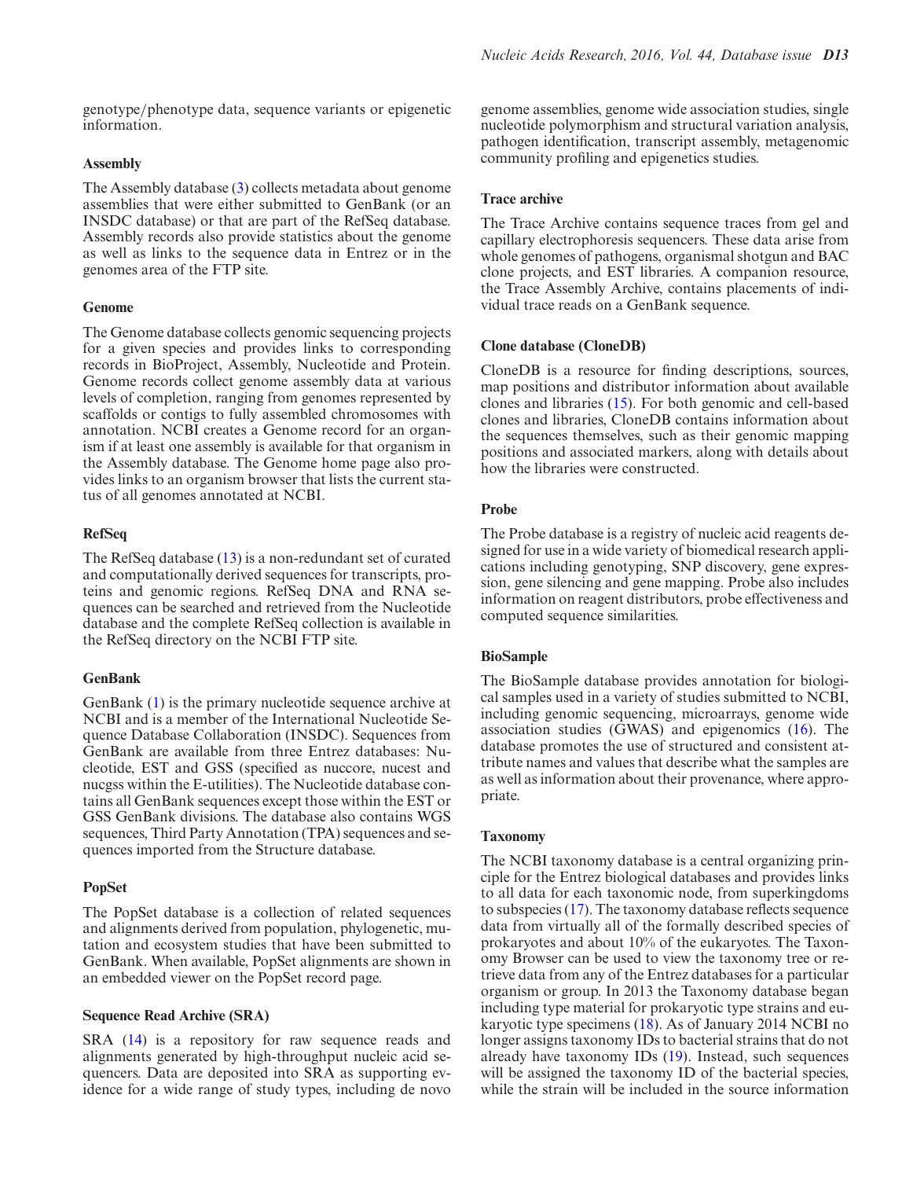genotype/phenotype data, sequence variants or epigenetic information.

### Assembly

The Assembly database (3) collects metadata about genome assemblies that were either submitted to GenBank (or an INSDC database) or that are part of the RefSeq database. Assembly records also provide statistics about the genome as well as links to the sequence data in Entrez or in the genomes area of the FTP site.

### Genome

The Genome database collects genomic sequencing projects for a given species and provides links to corresponding records in BioProject, Assembly, Nucleotide and Protein. Genome records collect genome assembly data at various levels of completion, ranging from genomes represented by scaffolds or contigs to fully assembled chromosomes with annotation. NCBI creates a Genome record for an organism if at least one assembly is available for that organism in the Assembly database. The Genome home page also provides links to an organism browser that lists the current status of all genomes annotated at NCBI.

### RefSeq

The RefSeq database (13) is a non-redundant set of curated and computationally derived sequences for transcripts, proteins and genomic regions. RefSeq DNA and RNA sequences can be searched and retrieved from the Nucleotide database and the complete RefSeq collection is available in the RefSeq directory on the NCBI FTP site.

### GenBank

GenBank (1) is the primary nucleotide sequence archive at NCBI and is a member of the International Nucleotide Sequence Database Collaboration (INSDC). Sequences from GenBank are available from three Entrez databases: Nucleotide, EST and GSS (specified as nuccore, nucest and nucgss within the E-utilities). The Nucleotide database contains all GenBank sequences except those within the EST or GSS GenBank divisions. The database also contains WGS sequences, Third Party Annotation (TPA) sequences and sequences imported from the Structure database.

### PopSet

The PopSet database is a collection of related sequences and alignments derived from population, phylogenetic, mutation and ecosystem studies that have been submitted to GenBank. When available, PopSet alignments are shown in an embedded viewer on the PopSet record page.

### Sequence Read Archive (SRA)

SRA (14) is a repository for raw sequence reads and alignments generated by high-throughput nucleic acid sequencers. Data are deposited into SRA as supporting evidence for a wide range of study types, including de novo genome assemblies, genome wide association studies, single nucleotide polymorphism and structural variation analysis, pathogen identification, transcript assembly, metagenomic community profiling and epigenetics studies.

### Trace archive

The Trace Archive contains sequence traces from gel and capillary electrophoresis sequencers. These data arise from whole genomes of pathogens, organismal shotgun and BAC clone projects, and EST libraries. A companion resource, the Trace Assembly Archive, contains placements of individual trace reads on a GenBank sequence.

### Clone database (CloneDB)

CloneDB is a resource for finding descriptions, sources, map positions and distributor information about available clones and libraries (15). For both genomic and cell-based clones and libraries, CloneDB contains information about the sequences themselves, such as their genomic mapping positions and associated markers, along with details about how the libraries were constructed.

### Probe

The Probe database is a registry of nucleic acid reagents designed for use in a wide variety of biomedical research applications including genotyping, SNP discovery, gene expression, gene silencing and gene mapping. Probe also includes information on reagent distributors, probe effectiveness and computed sequence similarities.

### BioSample

The BioSample database provides annotation for biological samples used in a variety of studies submitted to NCBI, including genomic sequencing, microarrays, genome wide association studies (GWAS) and epigenomics (16). The database promotes the use of structured and consistent attribute names and values that describe what the samples are as well as information about their provenance, where appropriate.

### Taxonomy

The NCBI taxonomy database is a central organizing principle for the Entrez biological databases and provides links to all data for each taxonomic node, from superkingdoms to subspecies (17). The taxonomy database reflects sequence data from virtually all of the formally described species of prokaryotes and about 10% of the eukaryotes. The Taxonomy Browser can be used to view the taxonomy tree or retrieve data from any of the Entrez databases for a particular organism or group. In 2013 the Taxonomy database began including type material for prokaryotic type strains and eukaryotic type specimens (18). As of January 2014 NCBI no longer assigns taxonomy IDs to bacterial strains that do not already have taxonomy IDs (19). Instead, such sequences will be assigned the taxonomy ID of the bacterial species, while the strain will be included in the source information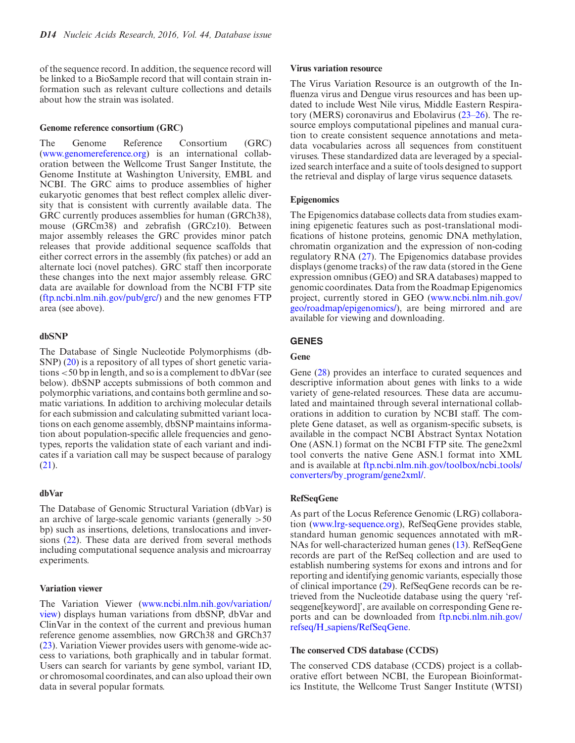of the sequence record. In addition, the sequence record will be linked to a BioSample record that will contain strain information such as relevant culture collections and details about how the strain was isolated.

### Genome reference consortium (GRC)

The Genome Reference Consortium (GRC) (www.genomereference.org) is an international collaboration between the Wellcome Trust Sanger Institute, the Genome Institute at Washington University, EMBL and NCBI. The GRC aims to produce assemblies of higher eukaryotic genomes that best reflect complex allelic diversity that is consistent with currently available data. The GRC currently produces assemblies for human (GRCh38), mouse (GRCm38) and zebrafish (GRCz10). Between major assembly releases the GRC provides minor patch releases that provide additional sequence scaffolds that either correct errors in the assembly (fix patches) or add an alternate loci (novel patches). GRC staff then incorporate these changes into the next major assembly release. GRC data are available for download from the NCBI FTP site (ftp.ncbi.nlm.nih.gov/pub/grc/) and the new genomes FTP area (see above).

### dbSNP

The Database of Single Nucleotide Polymorphisms (dbSNP) (20) is a repository of all types of short genetic variations <50 bp in length, and so is a complement to dbVar (see below). dbSNP accepts submissions of both common and polymorphic variations, and contains both germline and somatic variations. In addition to archiving molecular details for each submission and calculating submitted variant locations on each genome assembly, dbSNP maintains information about population-specific allele frequencies and genotypes, reports the validation state of each variant and indicates if a variation call may be suspect because of paralogy (21).

### dbVar

The Database of Genomic Structural Variation (dbVar) is an archive of large-scale genomic variants (generally >50 bp) such as insertions, deletions, translocations and inversions (22). These data are derived from several methods including computational sequence analysis and microarray experiments.

### Variation viewer

The Variation Viewer (www.ncbi.nlm.nih.gov/variation/view) displays human variations from dbSNP, dbVar and ClinVar in the context of the current and previous human reference genome assemblies, now GRCh38 and GRCh37 (23). Variation Viewer provides users with genome-wide access to variations, both graphically and in tabular format. Users can search for variants by gene symbol, variant ID, or chromosomal coordinates, and can also upload their own data in several popular formats.

### Virus variation resource

The Virus Variation Resource is an outgrowth of the Influenza virus and Dengue virus resources and has been updated to include West Nile virus, Middle Eastern Respiratory (MERS) coronavirus and Ebolavirus (23–26). The resource employs computational pipelines and manual curation to create consistent sequence annotations and metadata vocabularies across all sequences from constituent viruses. These standardized data are leveraged by a specialized search interface and a suite of tools designed to support the retrieval and display of large virus sequence datasets.

### Epigenomics

The Epigenomics database collects data from studies examining epigenetic features such as post-translational modifications of histone proteins, genomic DNA methylation, chromatin organization and the expression of non-coding regulatory RNA (27). The Epigenomics database provides displays (genome tracks) of the raw data (stored in the Gene expression omnibus (GEO) and SRA databases) mapped to genomic coordinates. Data from the Roadmap Epigenomics project, currently stored in GEO (www.ncbi.nlm.nih.gov/geo/roadmap/epigenomics/), are being mirrored and are available for viewing and downloading.

## GENES

### Gene

Gene (28) provides an interface to curated sequences and descriptive information about genes with links to a wide variety of gene-related resources. These data are accumulated and maintained through several international collaborations in addition to curation by NCBI staff. The complete Gene dataset, as well as organism-specific subsets, is available in the compact NCBI Abstract Syntax Notation One (ASN.1) format on the NCBI FTP site. The gene2xml tool converts the native Gene ASN.1 format into XML and is available at ftp.ncbi.nlm.nih.gov/toolbox/ncbi_tools/converters/by_program/gene2xml/.

### RefSeqGene

As part of the Locus Reference Genomic (LRG) collaboration (www.lrg-sequence.org), RefSeqGene provides stable, standard human genomic sequences annotated with mRNAs for well-characterized human genes (13). RefSeqGene records are part of the RefSeq collection and are used to establish numbering systems for exons and introns and for reporting and identifying genomic variants, especially those of clinical importance (29). RefSeqGene records can be retrieved from the Nucleotide database using the query 'refseqgene[keyword]', are available on corresponding Gene reports and can be downloaded from ftp.ncbi.nlm.nih.gov/refseq/H_sapiens/RefSeqGene.

### The conserved CDS database (CCDS)

The conserved CDS database (CCDS) project is a collaborative effort between NCBI, the European Bioinformatics Institute, the Wellcome Trust Sanger Institute (WTSI)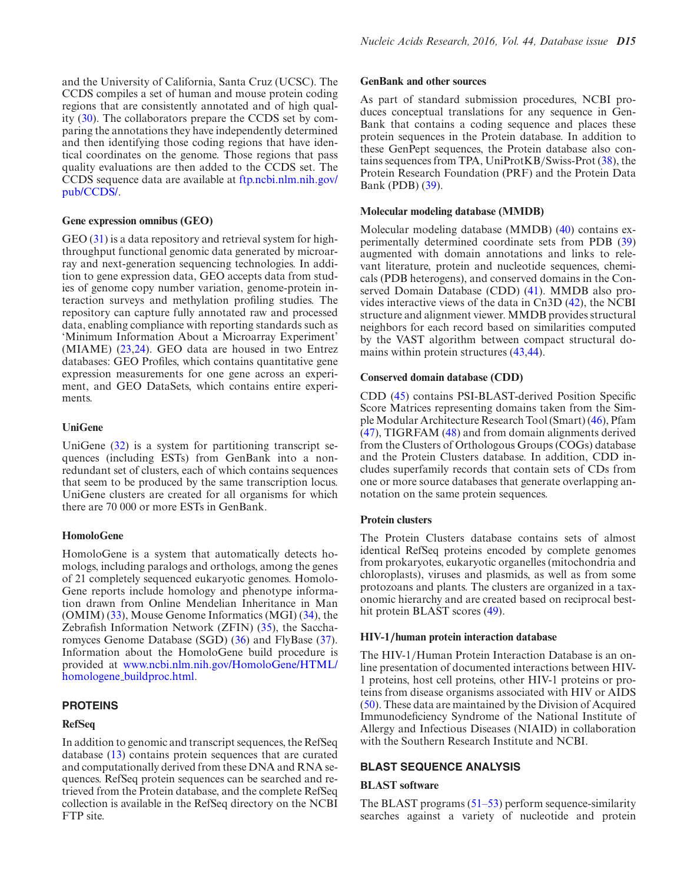and the University of California, Santa Cruz (UCSC). The CCDS compiles a set of human and mouse protein coding regions that are consistently annotated and of high quality (30). The collaborators prepare the CCDS set by comparing the annotations they have independently determined and then identifying those coding regions that have identical coordinates on the genome. Those regions that pass quality evaluations are then added to the CCDS set. The CCDS sequence data are available at ftp.ncbi.nlm.nih.gov/pub/CCDS/.

### Gene expression omnibus (GEO)

GEO (31) is a data repository and retrieval system for high-throughput functional genomic data generated by microarray and next-generation sequencing technologies. In addition to gene expression data, GEO accepts data from studies of genome copy number variation, genome-protein interaction surveys and methylation profiling studies. The repository can capture fully annotated raw and processed data, enabling compliance with reporting standards such as 'Minimum Information About a Microarray Experiment' (MIAME) (23,24). GEO data are housed in two Entrez databases: GEO Profiles, which contains quantitative gene expression measurements for one gene across an experiment, and GEO DataSets, which contains entire experiments.

### UniGene

UniGene (32) is a system for partitioning transcript sequences (including ESTs) from GenBank into a non-redundant set of clusters, each of which contains sequences that seem to be produced by the same transcription locus. UniGene clusters are created for all organisms for which there are 70 000 or more ESTs in GenBank.

### HomoloGene

HomoloGene is a system that automatically detects homologs, including paralogs and orthologs, among the genes of 21 completely sequenced eukaryotic genomes. HomoloGene reports include homology and phenotype information drawn from Online Mendelian Inheritance in Man (OMIM) (33), Mouse Genome Informatics (MGI) (34), the Zebrafish Information Network (ZFIN) (35), the Saccharomyces Genome Database (SGD) (36) and FlyBase (37). Information about the HomoloGene build procedure is provided at www.ncbi.nlm.nih.gov/HomoloGene/HTML/homologene_buildproc.html.

## PROTEINS

### RefSeq

In addition to genomic and transcript sequences, the RefSeq database (13) contains protein sequences that are curated and computationally derived from these DNA and RNA sequences. RefSeq protein sequences can be searched and retrieved from the Protein database, and the complete RefSeq collection is available in the RefSeq directory on the NCBI FTP site.

### GenBank and other sources

As part of standard submission procedures, NCBI produces conceptual translations for any sequence in GenBank that contains a coding sequence and places these protein sequences in the Protein database. In addition to these GenPept sequences, the Protein database also contains sequences from TPA, UniProtKB/Swiss-Prot (38), the Protein Research Foundation (PRF) and the Protein Data Bank (PDB) (39).

### Molecular modeling database (MMDB)

Molecular modeling database (MMDB) (40) contains experimentally determined coordinate sets from PDB (39) augmented with domain annotations and links to relevant literature, protein and nucleotide sequences, chemicals (PDB heterogens), and conserved domains in the Conserved Domain Database (CDD) (41). MMDB also provides interactive views of the data in Cn3D (42), the NCBI structure and alignment viewer. MMDB provides structural neighbors for each record based on similarities computed by the VAST algorithm between compact structural domains within protein structures (43,44).

### Conserved domain database (CDD)

CDD (45) contains PSI-BLAST-derived Position Specific Score Matrices representing domains taken from the Simple Modular Architecture Research Tool (Smart) (46), Pfam (47), TIGRFAM (48) and from domain alignments derived from the Clusters of Orthologous Groups (COGs) database and the Protein Clusters database. In addition, CDD includes superfamily records that contain sets of CDs from one or more source databases that generate overlapping annotation on the same protein sequences.

### Protein clusters

The Protein Clusters database contains sets of almost identical RefSeq proteins encoded by complete genomes from prokaryotes, eukaryotic organelles (mitochondria and chloroplasts), viruses and plasmids, as well as from some protozoans and plants. The clusters are organized in a taxonomic hierarchy and are created based on reciprocal best-hit protein BLAST scores (49).

### HIV-1/human protein interaction database

The HIV-1/Human Protein Interaction Database is an online presentation of documented interactions between HIV-1 proteins, host cell proteins, other HIV-1 proteins or proteins from disease organisms associated with HIV or AIDS (50). These data are maintained by the Division of Acquired Immunodeficiency Syndrome of the National Institute of Allergy and Infectious Diseases (NIAID) in collaboration with the Southern Research Institute and NCBI.

## BLAST SEQUENCE ANALYSIS

### BLAST software

The BLAST programs (51–53) perform sequence-similarity searches against a variety of nucleotide and protein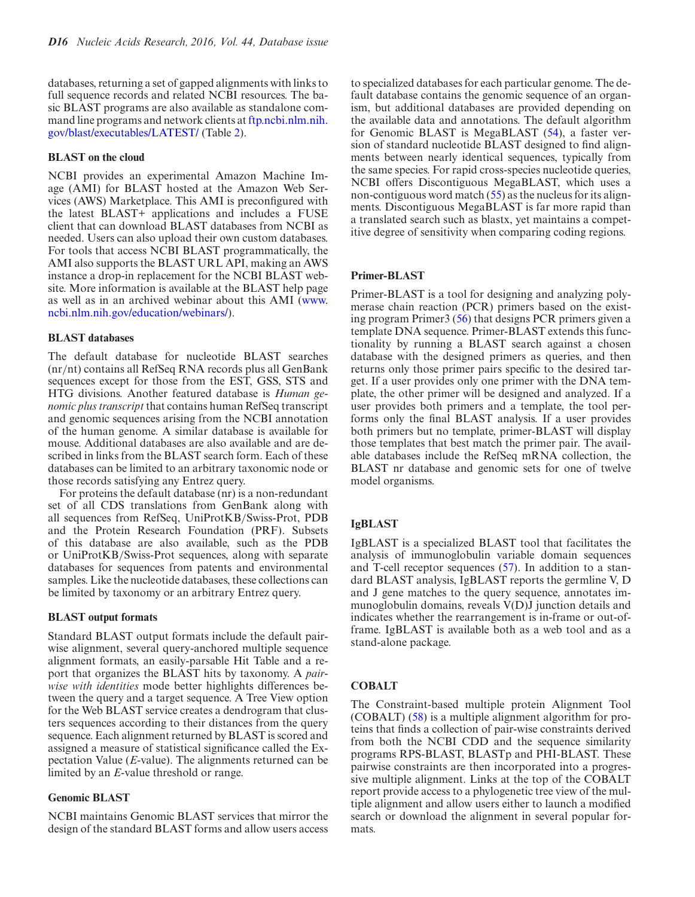databases, returning a set of gapped alignments with links to full sequence records and related NCBI resources. The basic BLAST programs are also available as standalone command line programs and network clients at ftp.ncbi.nlm.nih.gov/blast/executables/LATEST/ (Table 2).

### BLAST on the cloud

NCBI provides an experimental Amazon Machine Image (AMI) for BLAST hosted at the Amazon Web Services (AWS) Marketplace. This AMI is preconfigured with the latest BLAST+ applications and includes a FUSE client that can download BLAST databases from NCBI as needed. Users can also upload their own custom databases. For tools that access NCBI BLAST programmatically, the AMI also supports the BLAST URL API, making an AWS instance a drop-in replacement for the NCBI BLAST website. More information is available at the BLAST help page as well as in an archived webinar about this AMI (www.ncbi.nlm.nih.gov/education/webinars/).

### BLAST databases

The default database for nucleotide BLAST searches (nr/nt) contains all RefSeq RNA records plus all GenBank sequences except for those from the EST, GSS, STS and HTG divisions. Another featured database is *Human genomic plus transcript* that contains human RefSeq transcript and genomic sequences arising from the NCBI annotation of the human genome. A similar database is available for mouse. Additional databases are also available and are described in links from the BLAST search form. Each of these databases can be limited to an arbitrary taxonomic node or those records satisfying any Entrez query.

For proteins the default database (nr) is a non-redundant set of all CDS translations from GenBank along with all sequences from RefSeq, UniProtKB/Swiss-Prot, PDB and the Protein Research Foundation (PRF). Subsets of this database are also available, such as the PDB or UniProtKB/Swiss-Prot sequences, along with separate databases for sequences from patents and environmental samples. Like the nucleotide databases, these collections can be limited by taxonomy or an arbitrary Entrez query.

### BLAST output formats

Standard BLAST output formats include the default pairwise alignment, several query-anchored multiple sequence alignment formats, an easily-parsable Hit Table and a report that organizes the BLAST hits by taxonomy. A *pairwise with identities* mode better highlights differences between the query and a target sequence. A Tree View option for the Web BLAST service creates a dendrogram that clusters sequences according to their distances from the query sequence. Each alignment returned by BLAST is scored and assigned a measure of statistical significance called the Expectation Value ($E$-value). The alignments returned can be limited by an $E$-value threshold or range.

### Genomic BLAST

NCBI maintains Genomic BLAST services that mirror the design of the standard BLAST forms and allow users access to specialized databases for each particular genome. The default database contains the genomic sequence of an organism, but additional databases are provided depending on the available data and annotations. The default algorithm for Genomic BLAST is MegaBLAST (54), a faster version of standard nucleotide BLAST designed to find alignments between nearly identical sequences, typically from the same species. For rapid cross-species nucleotide queries, NCBI offers Discontiguous MegaBLAST, which uses a non-contiguous word match (55) as the nucleus for its alignments. Discontiguous MegaBLAST is far more rapid than a translated search such as blastx, yet maintains a competitive degree of sensitivity when comparing coding regions.

### Primer-BLAST

Primer-BLAST is a tool for designing and analyzing polymerase chain reaction (PCR) primers based on the existing program Primer3 (56) that designs PCR primers given a template DNA sequence. Primer-BLAST extends this functionality by running a BLAST search against a chosen database with the designed primers as queries, and then returns only those primer pairs specific to the desired target. If a user provides only one primer with the DNA template, the other primer will be designed and analyzed. If a user provides both primers and a template, the tool performs only the final BLAST analysis. If a user provides both primers but no template, primer-BLAST will display those templates that best match the primer pair. The available databases include the RefSeq mRNA collection, the BLAST nr database and genomic sets for one of twelve model organisms.

### IgBLAST

IgBLAST is a specialized BLAST tool that facilitates the analysis of immunoglobulin variable domain sequences and T-cell receptor sequences (57). In addition to a standard BLAST analysis, IgBLAST reports the germline V, D and J gene matches to the query sequence, annotates immunoglobulin domains, reveals V(D)J junction details and indicates whether the rearrangement is in-frame or out-of-frame. IgBLAST is available both as a web tool and as a stand-alone package.

### COBALT

The Constraint-based multiple protein Alignment Tool (COBALT) (58) is a multiple alignment algorithm for proteins that finds a collection of pair-wise constraints derived from both the NCBI CDD and the sequence similarity programs RPS-BLAST, BLASTp and PHI-BLAST. These pairwise constraints are then incorporated into a progressive multiple alignment. Links at the top of the COBALT report provide access to a phylogenetic tree view of the multiple alignment and allow users either to launch a modified search or download the alignment in several popular formats.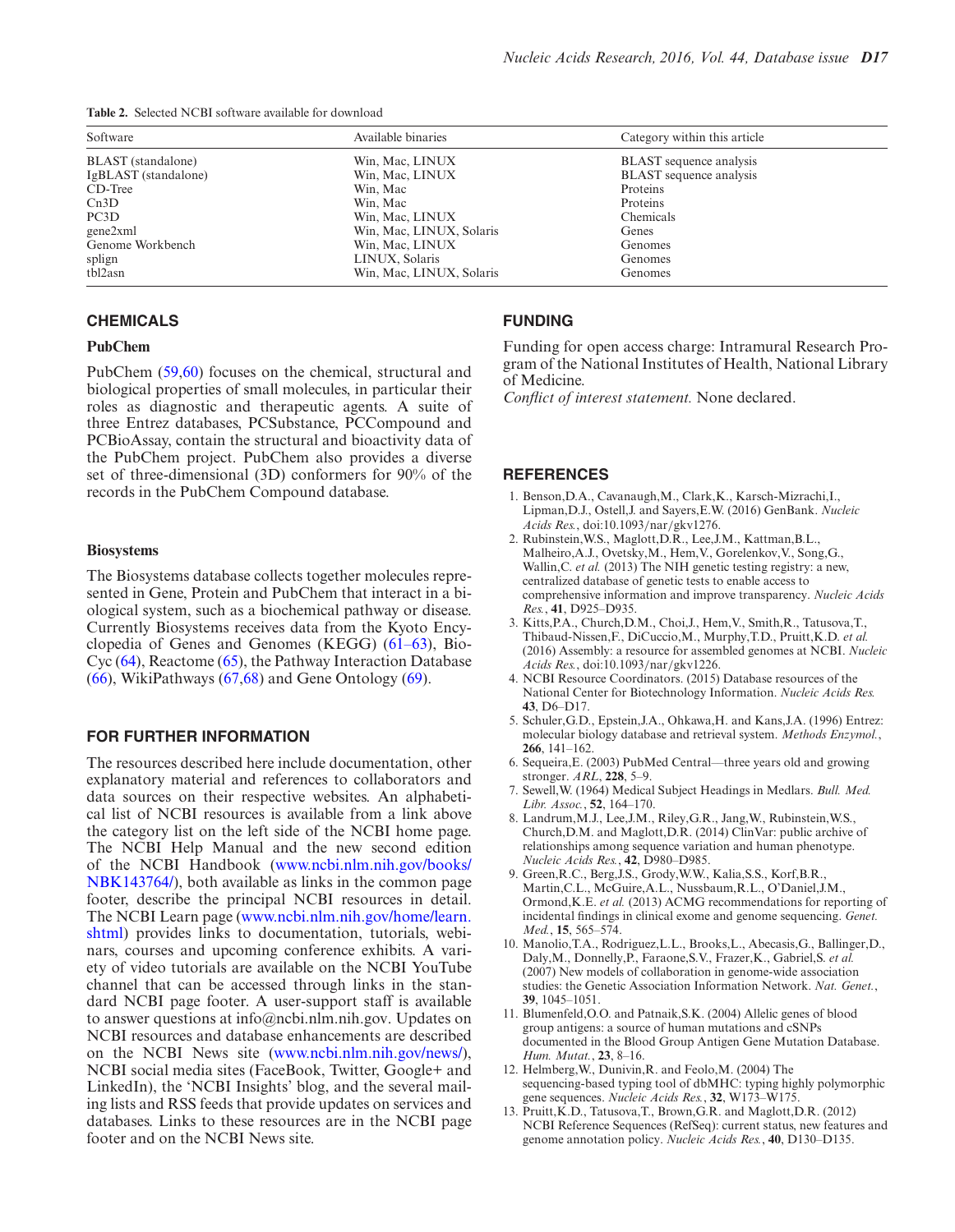**Table 2.** Selected NCBI software available for download

| Software | Available binaries | Category within this article |
|---|---|---|
| BLAST (standalone) | Win, Mac, LINUX | BLAST sequence analysis |
| IgBLAST (standalone) | Win, Mac, LINUX | BLAST sequence analysis |
| CD-Tree | Win, Mac | Proteins |
| Cn3D | Win, Mac | Proteins |
| PC3D | Win, Mac, LINUX | Chemicals |
| gene2xml | Win, Mac, LINUX, Solaris | Genes |
| Genome Workbench | Win, Mac, LINUX | Genomes |
| splign | LINUX, Solaris | Genomes |
| tbl2asn | Win, Mac, LINUX, Solaris | Genomes |

## CHEMICALS

### PubChem

PubChem (59,60) focuses on the chemical, structural and biological properties of small molecules, in particular their roles as diagnostic and therapeutic agents. A suite of three Entrez databases, PCSubstance, PCCompound and PCBioAssay, contain the structural and bioactivity data of the PubChem project. PubChem also provides a diverse set of three-dimensional (3D) conformers for 90% of the records in the PubChem Compound database.

### Biosystems

The Biosystems database collects together molecules represented in Gene, Protein and PubChem that interact in a biological system, such as a biochemical pathway or disease. Currently Biosystems receives data from the Kyoto Encyclopedia of Genes and Genomes (KEGG) (61–63), BioCyc (64), Reactome (65), the Pathway Interaction Database (66), WikiPathways (67,68) and Gene Ontology (69).

## FOR FURTHER INFORMATION

The resources described here include documentation, other explanatory material and references to collaborators and data sources on their respective websites. An alphabetical list of NCBI resources is available from a link above the category list on the left side of the NCBI home page. The NCBI Help Manual and the new second edition of the NCBI Handbook (www.ncbi.nlm.nih.gov/books/NBK143764/), both available as links in the common page footer, describe the principal NCBI resources in detail. The NCBI Learn page (www.ncbi.nlm.nih.gov/home/learn.shtml) provides links to documentation, tutorials, webinars, courses and upcoming conference exhibits. A variety of video tutorials are available on the NCBI YouTube channel that can be accessed through links in the standard NCBI page footer. A user-support staff is available to answer questions at info@ncbi.nlm.nih.gov. Updates on NCBI resources and database enhancements are described on the NCBI News site (www.ncbi.nlm.nih.gov/news/), NCBI social media sites (FaceBook, Twitter, Google+ and LinkedIn), the 'NCBI Insights' blog, and the several mailing lists and RSS feeds that provide updates on services and databases. Links to these resources are in the NCBI page footer and on the NCBI News site.

## FUNDING

Funding for open access charge: Intramural Research Program of the National Institutes of Health, National Library of Medicine.

*Conflict of interest statement.* None declared.

## REFERENCES

1. Benson,D.A., Cavanaugh,M., Clark,K., Karsch-Mizrachi,I., Lipman,D.J., Ostell,J. and Sayers,E.W. (2016) GenBank. *Nucleic Acids Res.*, doi:10.1093/nar/gkv1276.
2. Rubinstein,W.S., Maglott,D.R., Lee,J.M., Kattman,B.L., Malheiro,A.J., Ovetsky,M., Hem,V., Gorelenkov,V., Song,G., Wallin,C. *et al.* (2013) The NIH genetic testing registry: a new, centralized database of genetic tests to enable access to comprehensive information and improve transparency. *Nucleic Acids Res.*, **41**, D925–D935.
3. Kitts,P.A., Church,D.M., Choi,J., Hem,V., Smith,R., Tatusova,T., Thibaud-Nissen,F., DiCuccio,M., Murphy,T.D., Pruitt,K.D. *et al.* (2016) Assembly: a resource for assembled genomes at NCBI. *Nucleic Acids Res.*, doi:10.1093/nar/gkv1226.
4. NCBI Resource Coordinators. (2015) Database resources of the National Center for Biotechnology Information. *Nucleic Acids Res.* **43**, D6–D17.
5. Schuler,G.D., Epstein,J.A., Ohkawa,H. and Kans,J.A. (1996) Entrez: molecular biology database and retrieval system. *Methods Enzymol.*, **266**, 141–162.
6. Sequeira,E. (2003) PubMed Central—three years old and growing stronger. *ARL*, **228**, 5–9.
7. Sewell,W. (1964) Medical Subject Headings in Medlars. *Bull. Med. Libr. Assoc.*, **52**, 164–170.
8. Landrum,M.J., Lee,J.M., Riley,G.R., Jang,W., Rubinstein,W.S., Church,D.M. and Maglott,D.R. (2014) ClinVar: public archive of relationships among sequence variation and human phenotype. *Nucleic Acids Res.*, **42**, D980–D985.
9. Green,R.C., Berg,J.S., Grody,W.W., Kalia,S.S., Korf,B.R., Martin,C.L., McGuire,A.L., Nussbaum,R.L., O'Daniel,J.M., Ormond,K.E. *et al.* (2013) ACMG recommendations for reporting of incidental findings in clinical exome and genome sequencing. *Genet. Med.*, **15**, 565–574.
10. Manolio,T.A., Rodriguez,L.L., Brooks,L., Abecasis,G., Ballinger,D., Daly,M., Donnelly,P., Faraone,S.V., Frazer,K., Gabriel,S. *et al.* (2007) New models of collaboration in genome-wide association studies: the Genetic Association Information Network. *Nat. Genet.*, **39**, 1045–1051.
11. Blumenfeld,O.O. and Patnaik,S.K. (2004) Allelic genes of blood group antigens: a source of human mutations and cSNPs documented in the Blood Group Antigen Gene Mutation Database. *Hum. Mutat.*, **23**, 8–16.
12. Helmberg,W., Dunivin,R. and Feolo,M. (2004) The sequencing-based typing tool of dbMHC: typing highly polymorphic gene sequences. *Nucleic Acids Res.*, **32**, W173–W175.
13. Pruitt,K.D., Tatusova,T., Brown,G.R. and Maglott,D.R. (2012) NCBI Reference Sequences (RefSeq): current status, new features and genome annotation policy. *Nucleic Acids Res.*, **40**, D130–D135.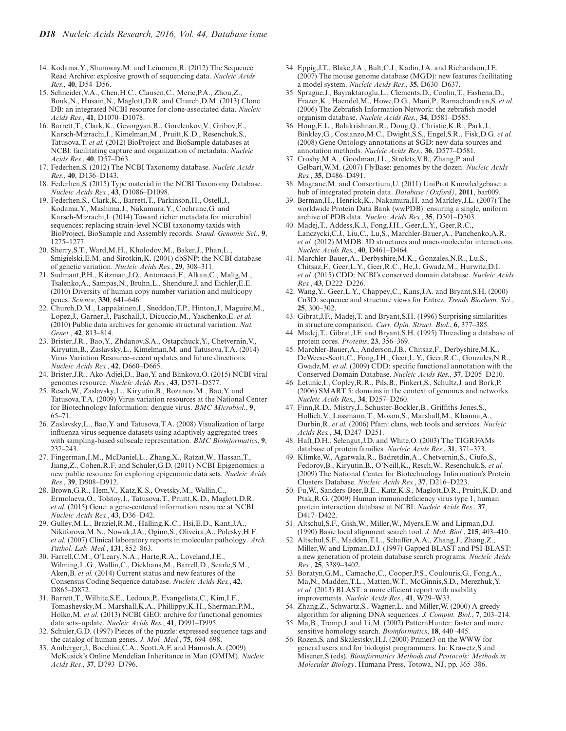14. Kodama,Y., Shumway,M. and Leinonen,R. (2012) The Sequence Read Archive: explosive growth of sequencing data. *Nucleic Acids Res.*, **40**, D54–D56.
15. Schneider,V.A., Chen,H.C., Clausen,C., Meric,P.A., Zhou,Z., Bouk,N., Husain,N., Maglott,D.R. and Church,D.M. (2013) Clone DB: an integrated NCBI resource for clone-associated data. *Nucleic Acids Res.*, **41**, D1070–D1078.
16. Barrett,T., Clark,K., Gevorgyan,R., Gorelenkov,V., Gribov,E., Karsch-Mizrachi,I., Kimelman,M., Pruitt,K.D., Resenchuk,S., Tatusova,T. *et al.* (2012) BioProject and BioSample databases at NCBI: facilitating capture and organization of metadata. *Nucleic Acids Res.*, **40**, D57–D63.
17. Federhen,S. (2012) The NCBI Taxonomy database. *Nucleic Acids Res.*, **40**, D136–D143.
18. Federhen,S. (2015) Type material in the NCBI Taxonomy Database. *Nucleic Acids Res.*, **43**, D1086–D1098.
19. Federhen,S., Clark,K., Barrett,T., Parkinson,H., Ostell,J., Kodama,Y., Mashima,J., Nakamura,Y., Cochrane,G. and Karsch-Mizrachi,I. (2014) Toward richer metadata for microbial sequences: replacing strain-level NCBI taxonomy taxids with BioProject, BioSample and Assembly records. *Stand. Genomic Sci.*, **9**, 1275–1277.
20. Sherry,S.T., Ward,M.H., Kholodov,M., Baker,J., Phan,L., Smigielski,E.M. and Sirotkin,K. (2001) dbSNP: the NCBI database of genetic variation. *Nucleic Acids Res.*, **29**, 308–311.
21. Sudmant,P.H., Kitzman,J.O., Antonacci,F., Alkan,C., Malig,M., Tsalenko,A., Sampas,N., Bruhn,L., Shendure,J. and Eichler,E.E. (2010) Diversity of human copy number variation and multicopy genes. *Science*, **330**, 641–646.
22. Church,D.M., Lappalainen,I., Sneddon,T.P., Hinton,J., Maguire,M., Lopez,J., Garner,J., Paschall,J., Dicuccio,M., Yaschenko,E. *et al.* (2010) Public data archives for genomic structural variation. *Nat. Genet.*, **42**, 813–814.
23. Brister,J.R., Bao,Y., Zhdanov,S.A., Ostapchuck,Y., Chetvernin,V., Kiryutin,B., Zaslavsky,L., Kimelman,M. and Tatusova,T.A. (2014) Virus Variation Resource–recent updates and future directions. *Nucleic Acids Res.*, **42**, D660–D665.
24. Brister,J.R., Ako-Adjei,D., Bao,Y. and Blinkova,O. (2015) NCBI viral genomes resource. *Nucleic Acids Res.*, **43**, D571–D577.
25. Resch,W., Zaslavsky,L., Kiryutin,B., Rozanov,M., Bao,Y. and Tatusova,T.A. (2009) Virus variation resources at the National Center for Biotechnology Information: dengue virus. *BMC Microbiol.*, **9**, 65–71.
26. Zaslavsky,L., Bao,Y. and Tatusova,T.A. (2008) Visualization of large influenza virus sequence datasets using adaptively aggregated trees with sampling-based subscale representation. *BMC Bioinformatics*, **9**, 237–243.
27. Fingerman,I.M., McDaniel,L., Zhang,X., Ratzat,W., Hassan,T., Jiang,Z., Cohen,R.F. and Schuler,G.D. (2011) NCBI Epigenomics: a new public resource for exploring epigenomic data sets. *Nucleic Acids Res.*, **39**, D908–D912.
28. Brown,G.R., Hem,V., Katz,K.S., Ovetsky,M., Wallin,C., Ermolaeva,O., Tolstoy,I., Tatusova,T., Pruitt,K.D., Maglott,D.R. *et al.* (2015) Gene: a gene-centered information resource at NCBI. *Nucleic Acids Res.*, **43**, D36–D42.
29. Gulley,M.L., Braziel,R.M., Halling,K.C., Hsi,E.D., Kant,J.A., Nikiforova,M.N., Nowak,J.A., Ogino,S., Oliveira,A., Polesky,H.F. *et al.* (2007) Clinical laboratory reports in molecular pathology. *Arch. Pathol. Lab. Med.*, **131**, 852–863.
30. Farrell,C.M., O'Leary,N.A., Harte,R.A., Loveland,J.E., Wilming,L.G., Wallin,C., Diekhans,M., Barrell,D., Searle,S.M., Aken,B. *et al.* (2014) Current status and new features of the Consensus Coding Sequence database. *Nucleic Acids Res.*, **42**, D865–D872.
31. Barrett,T., Wilhite,S.E., Ledoux,P., Evangelista,C., Kim,I.F., Tomashevsky,M., Marshall,K.A., Phillippy,K.H., Sherman,P.M., Holko,M. *et al.* (2013) NCBI GEO: archive for functional genomics data sets–update. *Nucleic Acids Res.*, **41**, D991–D995.
32. Schuler,G.D. (1997) Pieces of the puzzle: expressed sequence tags and the catalog of human genes. *J. Mol. Med.*, **75**, 694–698.
33. Amberger,J., Bocchini,C.A., Scott,A.F. and Hamosh,A. (2009) McKusick's Online Mendelian Inheritance in Man (OMIM). *Nucleic Acids Res.*, **37**, D793–D796.
34. Eppig,J.T., Blake,J.A., Bult,C.J., Kadin,J.A. and Richardson,J.E. (2007) The mouse genome database (MGD): new features facilitating a model system. *Nucleic Acids Res.*, **35**, D630–D637.
35. Sprague,J., Bayraktaroglu,L., Clements,D., Conlin,T., Fashena,D., Frazer,K., Haendel,M., Howe,D.G., Mani,P., Ramachandran,S. *et al.* (2006) The Zebrafish Information Network: the zebrafish model organism database. *Nucleic Acids Res.*, **34**, D581–D585.
36. Hong,E.L., Balakrishnan,R., Dong,Q., Christie,K.R., Park,J., Binkley,G., Costanzo,M.C., Dwight,S.S., Engel,S.R., Fisk,D.G. *et al.* (2008) Gene Ontology annotations at SGD: new data sources and annotation methods. *Nucleic Acids Res.*, **36**, D577–D581.
37. Crosby,M.A., Goodman,J.L., Strelets,V.B., Zhang,P. and Gelbart,W.M. (2007) FlyBase: genomes by the dozen. *Nucleic Acids Res.*, **35**, D486–D491.
38. Magrane,M. and Consortium,U. (2011) UniProt Knowledgebase: a hub of integrated protein data. *Database (Oxford)*, **2011**, bar009.
39. Berman,H., Henrick,K., Nakamura,H. and Markley,J.L. (2007) The worldwide Protein Data Bank (wwPDB): ensuring a single, uniform archive of PDB data. *Nucleic Acids Res.*, **35**, D301–D303.
40. Madej,T., Addess,K.J., Fong,J.H., Geer,L.Y., Geer,R.C., Lanczycki,C.J., Liu,C., Lu,S., Marchler-Bauer,A., Panchenko,A.R. *et al.* (2012) MMDB: 3D structures and macromolecular interactions. *Nucleic Acids Res.*, **40**, D461–D464.
41. Marchler-Bauer,A., Derbyshire,M.K., Gonzales,N.R., Lu,S., Chitsaz,F., Geer,L.Y., Geer,R.C., He,J., Gwadz,M., Hurwitz,D.I. *et al.* (2015) CDD: NCBI's conserved domain database. *Nucleic Acids Res.*, **43**, D222–D226.
42. Wang,Y., Geer,L.Y., Chappey,C., Kans,J.A. and Bryant,S.H. (2000) Cn3D: sequence and structure views for Entrez. *Trends Biochem. Sci.*, **25**, 300–302.
43. Gibrat,J.F., Madej,T. and Bryant,S.H. (1996) Surprising similarities in structure comparison. *Curr. Opin. Struct. Biol.*, **6**, 377–385.
44. Madej,T., Gibrat,J.F. and Bryant,S.H. (1995) Threading a database of protein cores. *Proteins*, **23**, 356–369.
45. Marchler-Bauer,A., Anderson,J.B., Chitsaz,F., Derbyshire,M.K., DeWeese-Scott,C., Fong,J.H., Geer,L.Y., Geer,R.C., Gonzales,N.R., Gwadz,M. *et al.* (2009) CDD: specific functional annotation with the Conserved Domain Database. *Nucleic Acids Res.*, **37**, D205–D210.
46. Letunic,I., Copley,R.R., Pils,B., Pinkert,S., Schultz,J. and Bork,P. (2006) SMART 5: domains in the context of genomes and networks. *Nucleic Acids Res.*, **34**, D257–D260.
47. Finn,R.D., Mistry,J., Schuster-Bockler,B., Griffiths-Jones,S., Hollich,V., Lassmann,T., Moxon,S., Marshall,M., Khanna,A., Durbin,R. *et al.* (2006) Pfam: clans, web tools and services. *Nucleic Acids Res.*, **34**, D247–D251.
48. Haft,D.H., Selengut,J.D. and White,O. (2003) The TIGRFAMs database of protein families. *Nucleic Acids Res.*, **31**, 371–373.
49. Klimke,W., Agarwala,R., Badretdin,A., Chetvernin,S., Ciufo,S., Fedorov,B., Kiryutin,B., O'Neill,K., Resch,W., Resenchuk,S. *et al.* (2009) The National Center for Biotechnology Information's Protein Clusters Database. *Nucleic Acids Res.*, **37**, D216–D223.
50. Fu,W., Sanders-Beer,B.E., Katz,K.S., Maglott,D.R., Pruitt,K.D. and Ptak,R.G. (2009) Human immunodeficiency virus type 1, human protein interaction database at NCBI. *Nucleic Acids Res.*, **37**, D417–D422.
51. Altschul,S.F., Gish,W., Miller,W., Myers,E.W. and Lipman,D.J. (1990) Basic local alignment search tool. *J. Mol. Biol.*, **215**, 403–410.
52. Altschul,S.F., Madden,T.L., Schaffer,A.A., Zhang,J., Zhang,Z., Miller,W. and Lipman,D.J. (1997) Gapped BLAST and PSI-BLAST: a new generation of protein database search programs. *Nucleic Acids Res.*, **25**, 3389–3402.
53. Boratyn,G.M., Camacho,C., Cooper,P.S., Coulouris,G., Fong,A., Ma,N., Madden,T.L., Matten,W.T., McGinnis,S.D., Merezhuk,Y. *et al.* (2013) BLAST: a more efficient report with usability improvements. *Nucleic Acids Res.*, **41**, W29–W33.
54. Zhang,Z., Schwartz,S., Wagner,L. and Miller,W. (2000) A greedy algorithm for aligning DNA sequences. *J. Comput. Biol.*, **7**, 203–214.
55. Ma,B., Tromp,J. and Li,M. (2002) PatternHunter: faster and more sensitive homology search. *Bioinformatics*, **18**, 440–445.
56. Rozen,S. and Skalestsky,H.J. (2000) Primer3 on the WWW for general users and for biologist programmers. In: Krawetz,S and Misener,S (eds). *Bioinformatics Methods and Protocols: Methods in Molecular Biology*. Humana Press, Totowa, NJ, pp. 365–386.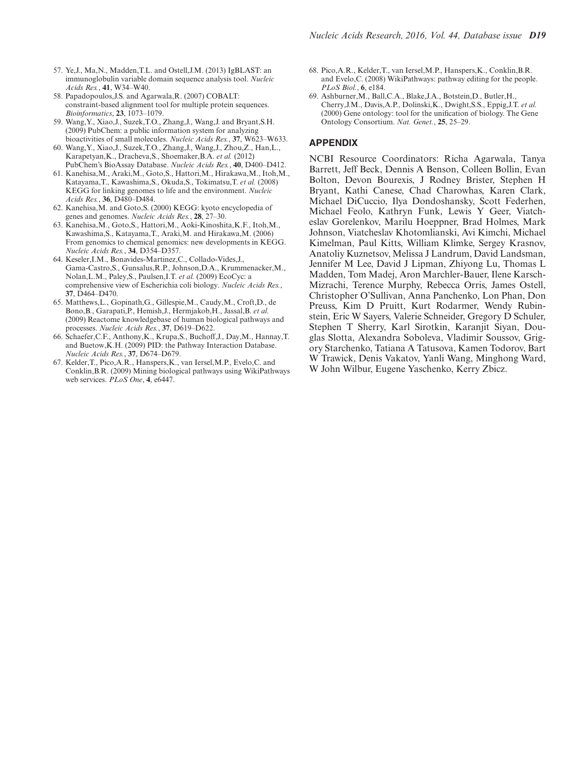57. Ye,J., Ma,N., Madden,T.L. and Ostell,J.M. (2013) IgBLAST: an immunoglobulin variable domain sequence analysis tool. *Nucleic Acids Res.*, **41**, W34–W40.
58. Papadopoulos,J.S. and Agarwala,R. (2007) COBALT: constraint-based alignment tool for multiple protein sequences. *Bioinformatics*, **23**, 1073–1079.
59. Wang,Y., Xiao,J., Suzek,T.O., Zhang,J., Wang,J. and Bryant,S.H. (2009) PubChem: a public information system for analyzing bioactivities of small molecules. *Nucleic Acids Res.*, **37**, W623–W633.
60. Wang,Y., Xiao,J., Suzek,T.O., Zhang,J., Wang,J., Zhou,Z., Han,L., Karapetyan,K., Dracheva,S., Shoemaker,B.A. *et al.* (2012) PubChem's BioAssay Database. *Nucleic Acids Res.*, **40**, D400–D412.
61. Kanehisa,M., Araki,M., Goto,S., Hattori,M., Hirakawa,M., Itoh,M., Katayama,T., Kawashima,S., Okuda,S., Tokimatsu,T. *et al.* (2008) KEGG for linking genomes to life and the environment. *Nucleic Acids Res.*, **36**, D480–D484.
62. Kanehisa,M. and Goto,S. (2000) KEGG: kyoto encyclopedia of genes and genomes. *Nucleic Acids Res.*, **28**, 27–30.
63. Kanehisa,M., Goto,S., Hattori,M., Aoki-Kinoshita,K.F., Itoh,M., Kawashima,S., Katayama,T., Araki,M. and Hirakawa,M. (2006) From genomics to chemical genomics: new developments in KEGG. *Nucleic Acids Res.*, **34**, D354–D357.
64. Keseler,I.M., Bonavides-Martinez,C., Collado-Vides,J., Gama-Castro,S., Gunsalus,R.P., Johnson,D.A., Krummenacker,M., Nolan,L.M., Paley,S., Paulsen,I.T. *et al.* (2009) EcoCyc: a comprehensive view of Escherichia coli biology. *Nucleic Acids Res.*, **37**, D464–D470.
65. Matthews,L., Gopinath,G., Gillespie,M., Caudy,M., Croft,D., de Bono,B., Garapati,P., Hemish,J., Hermjakob,H., Jassal,B. *et al.* (2009) Reactome knowledgebase of human biological pathways and processes. *Nucleic Acids Res.*, **37**, D619–D622.
66. Schaefer,C.F., Anthony,K., Krupa,S., Buchoff,J., Day,M., Hannay,T. and Buetow,K.H. (2009) PID: the Pathway Interaction Database. *Nucleic Acids Res.*, **37**, D674–D679.
67. Kelder,T., Pico,A.R., Hanspers,K., van Iersel,M.P., Evelo,C. and Conklin,B.R. (2009) Mining biological pathways using WikiPathways web services. *PLoS One*, **4**, e6447.
68. Pico,A.R., Kelder,T., van Iersel,M.P., Hanspers,K., Conklin,B.R. and Evelo,C. (2008) WikiPathways: pathway editing for the people. *PLoS Biol.*, **6**, e184.
69. Ashburner,M., Ball,C.A., Blake,J.A., Botstein,D., Butler,H., Cherry,J.M., Davis,A.P., Dolinski,K., Dwight,S.S., Eppig,J.T. *et al.* (2000) Gene ontology: tool for the unification of biology. The Gene Ontology Consortium. *Nat. Genet.*, **25**, 25–29.

## APPENDIX

NCBI Resource Coordinators: Richa Agarwala, Tanya Barrett, Jeff Beck, Dennis A Benson, Colleen Bollin, Evan Bolton, Devon Bourexis, J Rodney Brister, Stephen H Bryant, Kathi Canese, Chad Charowhas, Karen Clark, Michael DiCuccio, Ilya Dondoshansky, Scott Federhen, Michael Feolo, Kathryn Funk, Lewis Y Geer, Viatcheslav Gorelenkov, Marilu Hoeppner, Brad Holmes, Mark Johnson, Viatcheslav Khotomlianski, Avi Kimchi, Michael Kimelman, Paul Kitts, William Klimke, Sergey Krasnov, Anatoliy Kuznetsov, Melissa J Landrum, David Landsman, Jennifer M Lee, David J Lipman, Zhiyong Lu, Thomas L Madden, Tom Madej, Aron Marchler-Bauer, Ilene Karsch-Mizrachi, Terence Murphy, Rebecca Orris, James Ostell, Christopher O'Sullivan, Anna Panchenko, Lon Phan, Don Preuss, Kim D Pruitt, Kurt Rodarmer, Wendy Rubinstein, Eric W Sayers, Valerie Schneider, Gregory D Schuler, Stephen T Sherry, Karl Sirotkin, Karanjit Siyan, Douglas Slotta, Alexandra Soboleva, Vladimir Soussov, Grigory Starchenko, Tatiana A Tatusova, Kamen Todorov, Bart W Trawick, Denis Vakatov, Yanli Wang, Minghong Ward, W John Wilbur, Eugene Yaschenko, Kerry Zbicz.